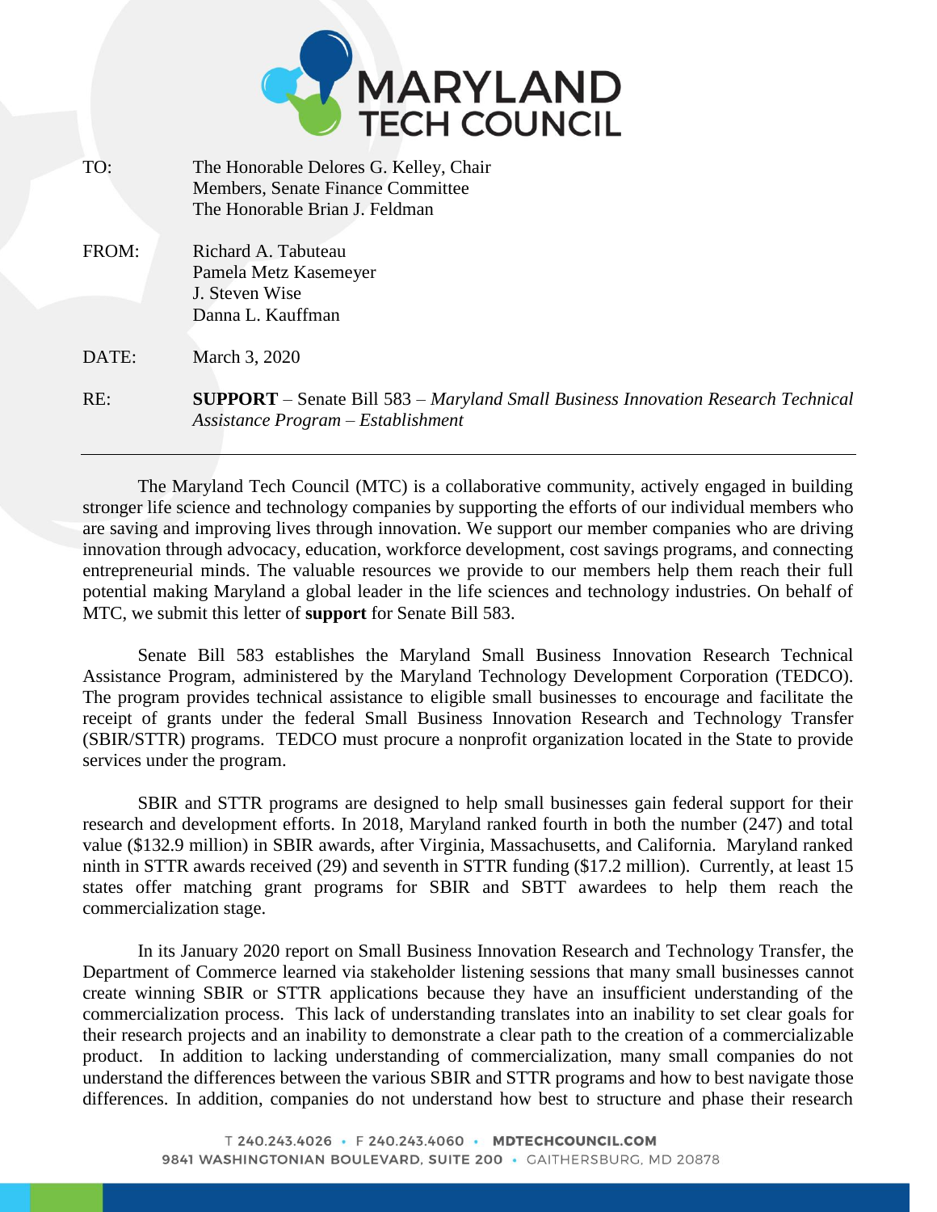# MARYLAND TECH COUNCIL

| | |
|---|---|
| TO: | The Honorable Delores G. Kelley, Chair<br>Members, Senate Finance Committee<br>The Honorable Brian J. Feldman |
| FROM: | Richard A. Tabuteau<br>Pamela Metz Kasemeyer<br>J. Steven Wise<br>Danna L. Kauffman |
| DATE: | March 3, 2020 |
| RE: | **SUPPORT** – Senate Bill 583 – *Maryland Small Business Innovation Research Technical Assistance Program – Establishment* |

---

The Maryland Tech Council (MTC) is a collaborative community, actively engaged in building stronger life science and technology companies by supporting the efforts of our individual members who are saving and improving lives through innovation. We support our member companies who are driving innovation through advocacy, education, workforce development, cost savings programs, and connecting entrepreneurial minds. The valuable resources we provide to our members help them reach their full potential making Maryland a global leader in the life sciences and technology industries. On behalf of MTC, we submit this letter of **support** for Senate Bill 583.

Senate Bill 583 establishes the Maryland Small Business Innovation Research Technical Assistance Program, administered by the Maryland Technology Development Corporation (TEDCO). The program provides technical assistance to eligible small businesses to encourage and facilitate the receipt of grants under the federal Small Business Innovation Research and Technology Transfer (SBIR/STTR) programs. TEDCO must procure a nonprofit organization located in the State to provide services under the program.

SBIR and STTR programs are designed to help small businesses gain federal support for their research and development efforts. In 2018, Maryland ranked fourth in both the number (247) and total value ($132.9 million) in SBIR awards, after Virginia, Massachusetts, and California. Maryland ranked ninth in STTR awards received (29) and seventh in STTR funding ($17.2 million). Currently, at least 15 states offer matching grant programs for SBIR and SBTT awardees to help them reach the commercialization stage.

In its January 2020 report on Small Business Innovation Research and Technology Transfer, the Department of Commerce learned via stakeholder listening sessions that many small businesses cannot create winning SBIR or STTR applications because they have an insufficient understanding of the commercialization process. This lack of understanding translates into an inability to set clear goals for their research projects and an inability to demonstrate a clear path to the creation of a commercializable product. In addition to lacking understanding of commercialization, many small companies do not understand the differences between the various SBIR and STTR programs and how to best navigate those differences. In addition, companies do not understand how best to structure and phase their research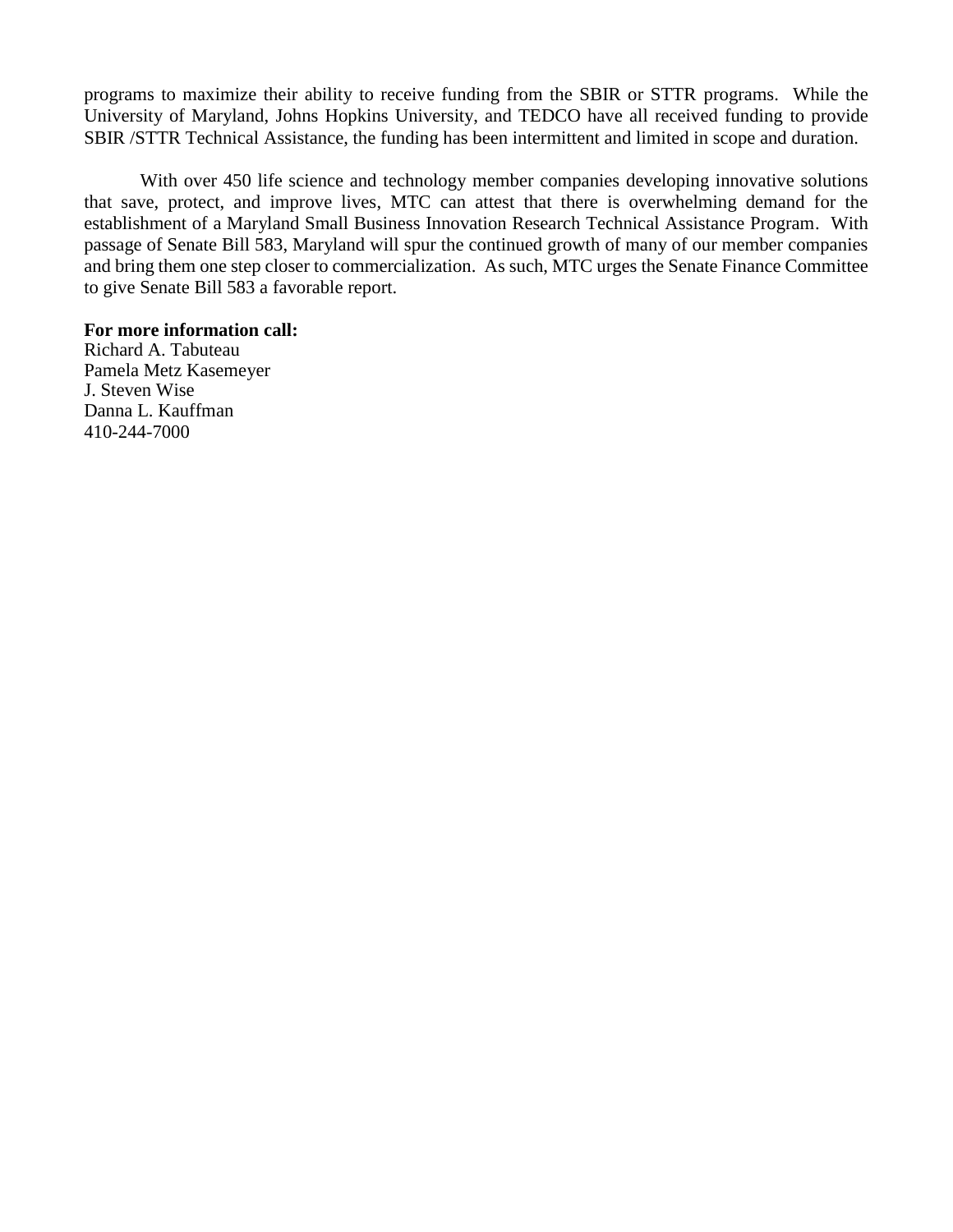programs to maximize their ability to receive funding from the SBIR or STTR programs. While the University of Maryland, Johns Hopkins University, and TEDCO have all received funding to provide SBIR /STTR Technical Assistance, the funding has been intermittent and limited in scope and duration.

With over 450 life science and technology member companies developing innovative solutions that save, protect, and improve lives, MTC can attest that there is overwhelming demand for the establishment of a Maryland Small Business Innovation Research Technical Assistance Program. With passage of Senate Bill 583, Maryland will spur the continued growth of many of our member companies and bring them one step closer to commercialization. As such, MTC urges the Senate Finance Committee to give Senate Bill 583 a favorable report.

**For more information call:**
Richard A. Tabuteau
Pamela Metz Kasemeyer
J. Steven Wise
Danna L. Kauffman
410-244-7000